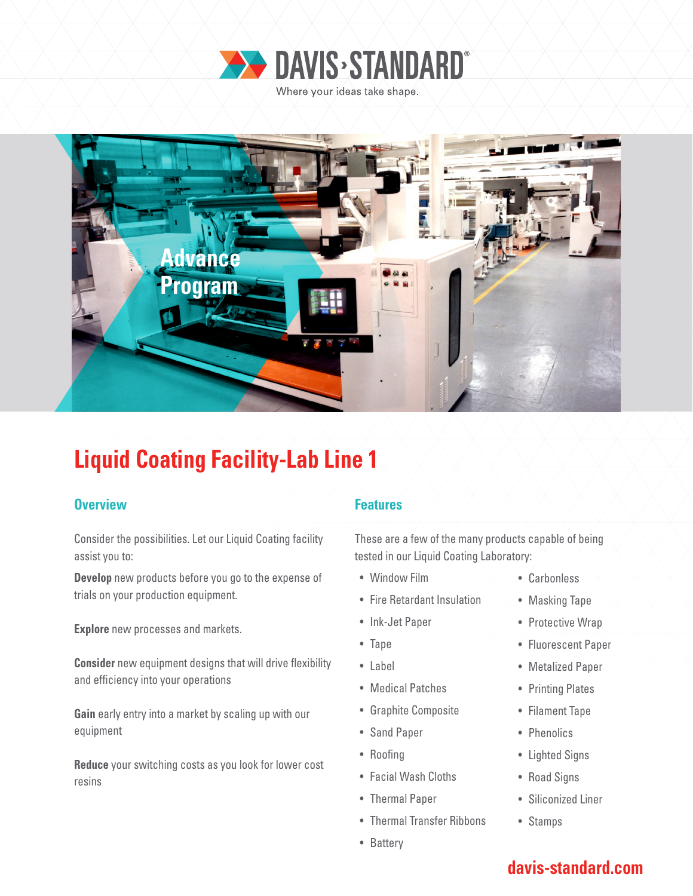DAVIS-STANDARD®

Where your ideas take shape.

Advance Program

# Liquid Coating Facility-Lab Line 1

## Overview

Consider the possibilities. Let our Liquid Coating facility assist you to:

**Develop** new products before you go to the expense of trials on your production equipment.

**Explore** new processes and markets.

**Consider** new equipment designs that will drive flexibility and efficiency into your operations

**Gain** early entry into a market by scaling up with our equipment

**Reduce** your switching costs as you look for lower cost resins

## Features

These are a few of the many products capable of being tested in our Liquid Coating Laboratory:

- Window Film
- Fire Retardant Insulation
- Ink-Jet Paper
- Tape
- Label
- Medical Patches
- Graphite Composite
- Sand Paper
- Roofing
- Facial Wash Cloths
- Thermal Paper
- Thermal Transfer Ribbons
- Battery
- Carbonless
- Masking Tape
- Protective Wrap
- Fluorescent Paper
- Metalized Paper
- Printing Plates
- Filament Tape
- Phenolics
- Lighted Signs
- Road Signs
- Siliconized Liner
- Stamps

davis-standard.com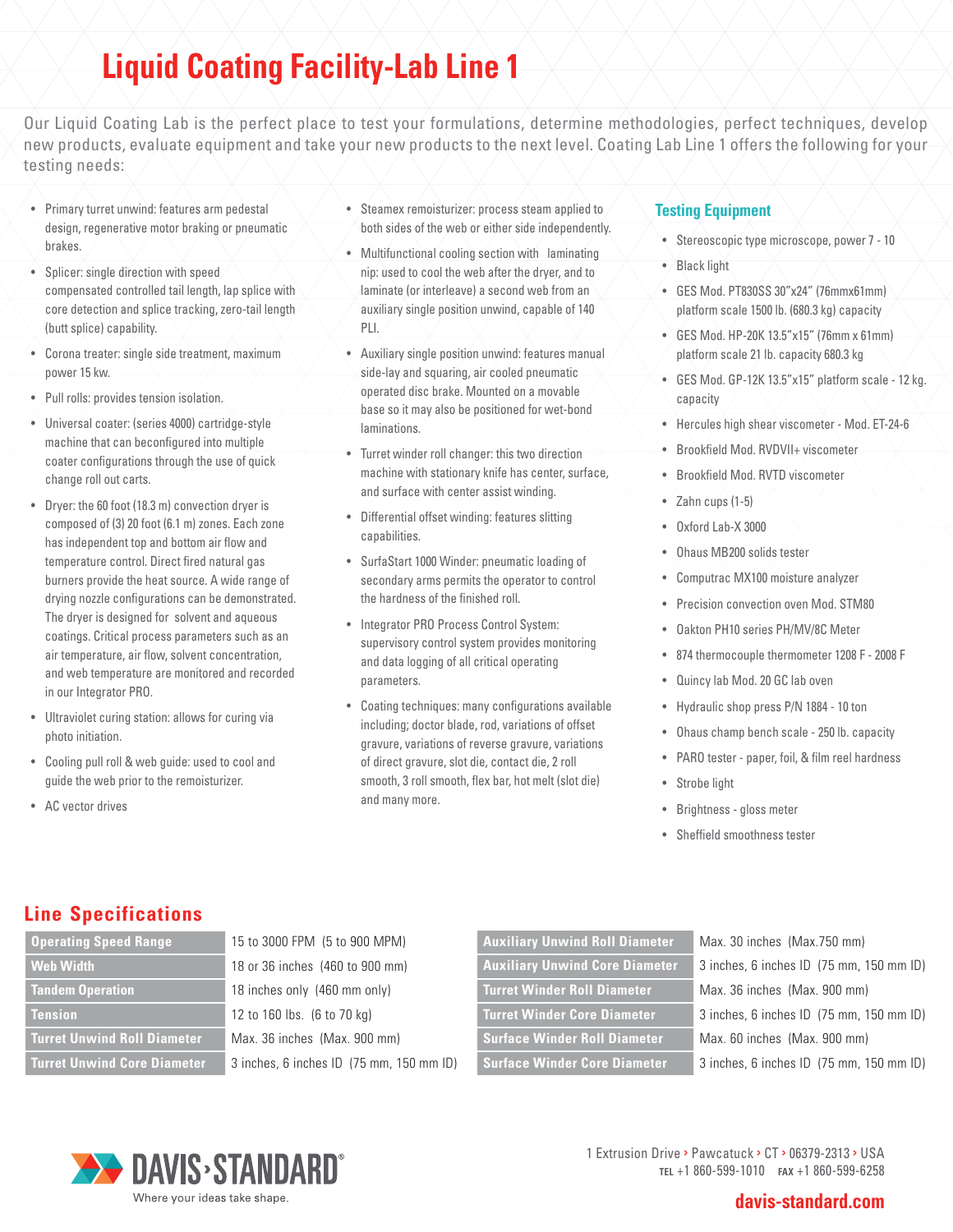# Liquid Coating Facility-Lab Line 1

Our Liquid Coating Lab is the perfect place to test your formulations, determine methodologies, perfect techniques, develop new products, evaluate equipment and take your new products to the next level. Coating Lab Line 1 offers the following for your testing needs:

- Primary turret unwind: features arm pedestal design, regenerative motor braking or pneumatic brakes.
- Splicer: single direction with speed compensated controlled tail length, lap splice with core detection and splice tracking, zero-tail length (butt splice) capability.
- Corona treater: single side treatment, maximum power 15 kw.
- Pull rolls: provides tension isolation.
- Universal coater: (series 4000) cartridge-style machine that can beconfigured into multiple coater configurations through the use of quick change roll out carts.
- Dryer: the 60 foot (18.3 m) convection dryer is composed of (3) 20 foot (6.1 m) zones. Each zone has independent top and bottom air flow and temperature control. Direct fired natural gas burners provide the heat source. A wide range of drying nozzle configurations can be demonstrated. The dryer is designed for solvent and aqueous coatings. Critical process parameters such as an air temperature, air flow, solvent concentration, and web temperature are monitored and recorded in our Integrator PRO.
- Ultraviolet curing station: allows for curing via photo initiation.
- Cooling pull roll & web guide: used to cool and guide the web prior to the remoisturizer.
- AC vector drives
- Steamex remoisturizer: process steam applied to both sides of the web or either side independently.
- Multifunctional cooling section with laminating nip: used to cool the web after the dryer, and to laminate (or interleave) a second web from an auxiliary single position unwind, capable of 140 PLI.
- Auxiliary single position unwind: features manual side-lay and squaring, air cooled pneumatic operated disc brake. Mounted on a movable base so it may also be positioned for wet-bond laminations.
- Turret winder roll changer: this two direction machine with stationary knife has center, surface, and surface with center assist winding.
- Differential offset winding: features slitting capabilities.
- SurfaStart 1000 Winder: pneumatic loading of secondary arms permits the operator to control the hardness of the finished roll.
- Integrator PRO Process Control System: supervisory control system provides monitoring and data logging of all critical operating parameters.
- Coating techniques: many configurations available including; doctor blade, rod, variations of offset gravure, variations of reverse gravure, variations of direct gravure, slot die, contact die, 2 roll smooth, 3 roll smooth, flex bar, hot melt (slot die) and many more.

## Testing Equipment

- Stereoscopic type microscope, power 7 - 10
- Black light
- GES Mod. PT830SS 30"x24" (76mmx61mm) platform scale 1500 lb. (680.3 kg) capacity
- GES Mod. HP-20K 13.5"x15" (76mm x 61mm) platform scale 21 lb. capacity 680.3 kg
- GES Mod. GP-12K 13.5"x15" platform scale - 12 kg. capacity
- Hercules high shear viscometer - Mod. ET-24-6
- Brookfield Mod. RVDVII+ viscometer
- Brookfield Mod. RVTD viscometer
- Zahn cups (1-5)
- Oxford Lab-X 3000
- Ohaus MB200 solids tester
- Computrac MX100 moisture analyzer
- Precision convection oven Mod. STM80
- Oakton PH10 series PH/MV/8C Meter
- 874 thermocouple thermometer 1208 F - 2008 F
- Quincy lab Mod. 20 GC lab oven
- Hydraulic shop press P/N 1884 - 10 ton
- Ohaus champ bench scale - 250 lb. capacity
- PARO tester - paper, foil, & film reel hardness
- Strobe light
- Brightness - gloss meter
- Sheffield smoothness tester

## Line Specifications

| | | | |
|---|---|---|---|
| **Operating Speed Range** | 15 to 3000 FPM (5 to 900 MPM) | **Auxiliary Unwind Roll Diameter** | Max. 30 inches (Max.750 mm) |
| **Web Width** | 18 or 36 inches (460 to 900 mm) | **Auxiliary Unwind Core Diameter** | 3 inches, 6 inches ID (75 mm, 150 mm ID) |
| **Tandem Operation** | 18 inches only (460 mm only) | **Turret Winder Roll Diameter** | Max. 36 inches (Max. 900 mm) |
| **Tension** | 12 to 160 lbs. (6 to 70 kg) | **Turret Winder Core Diameter** | 3 inches, 6 inches ID (75 mm, 150 mm ID) |
| **Turret Unwind Roll Diameter** | Max. 36 inches (Max. 900 mm) | **Surface Winder Roll Diameter** | Max. 60 inches (Max. 900 mm) |
| **Turret Unwind Core Diameter** | 3 inches, 6 inches ID (75 mm, 150 mm ID) | **Surface Winder Core Diameter** | 3 inches, 6 inches ID (75 mm, 150 mm ID) |

DAVIS-STANDARD®
Where your ideas take shape.

1 Extrusion Drive › Pawcatuck › CT › 06379-2313 › USA
TEL +1 860-599-1010 FAX +1 860-599-6258

davis-standard.com